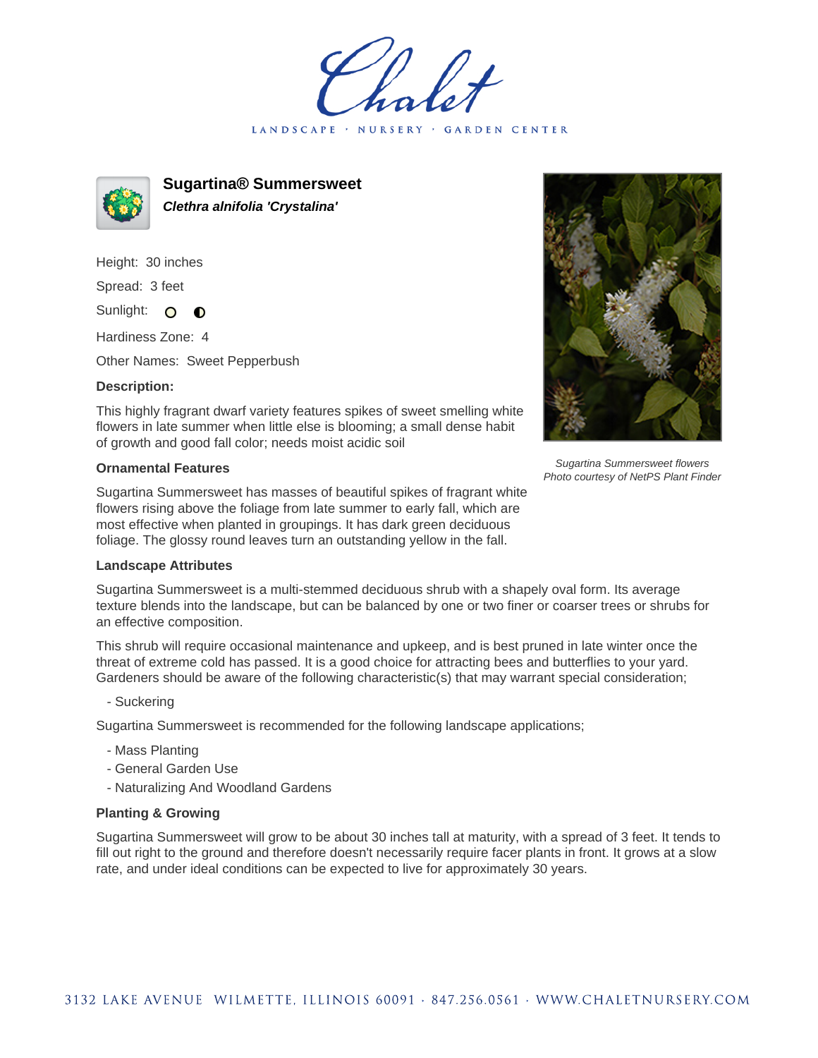# Sugartina® Summersweet

***Clethra alnifolia 'Crystalina'***

Height: 30 inches

Spread: 3 feet

Sunlight:

Hardiness Zone: 4

Other Names: Sweet Pepperbush

**Description:**

This highly fragrant dwarf variety features spikes of sweet smelling white flowers in late summer when little else is blooming; a small dense habit of growth and good fall color; needs moist acidic soil

*Sugartina Summersweet flowers*
*Photo courtesy of NetPS Plant Finder*

### Ornamental Features

Sugartina Summersweet has masses of beautiful spikes of fragrant white flowers rising above the foliage from late summer to early fall, which are most effective when planted in groupings. It has dark green deciduous foliage. The glossy round leaves turn an outstanding yellow in the fall.

### Landscape Attributes

Sugartina Summersweet is a multi-stemmed deciduous shrub with a shapely oval form. Its average texture blends into the landscape, but can be balanced by one or two finer or coarser trees or shrubs for an effective composition.

This shrub will require occasional maintenance and upkeep, and is best pruned in late winter once the threat of extreme cold has passed. It is a good choice for attracting bees and butterflies to your yard. Gardeners should be aware of the following characteristic(s) that may warrant special consideration;

- Suckering

Sugartina Summersweet is recommended for the following landscape applications;

- Mass Planting
- General Garden Use
- Naturalizing And Woodland Gardens

### Planting & Growing

Sugartina Summersweet will grow to be about 30 inches tall at maturity, with a spread of 3 feet. It tends to fill out right to the ground and therefore doesn't necessarily require facer plants in front. It grows at a slow rate, and under ideal conditions can be expected to live for approximately 30 years.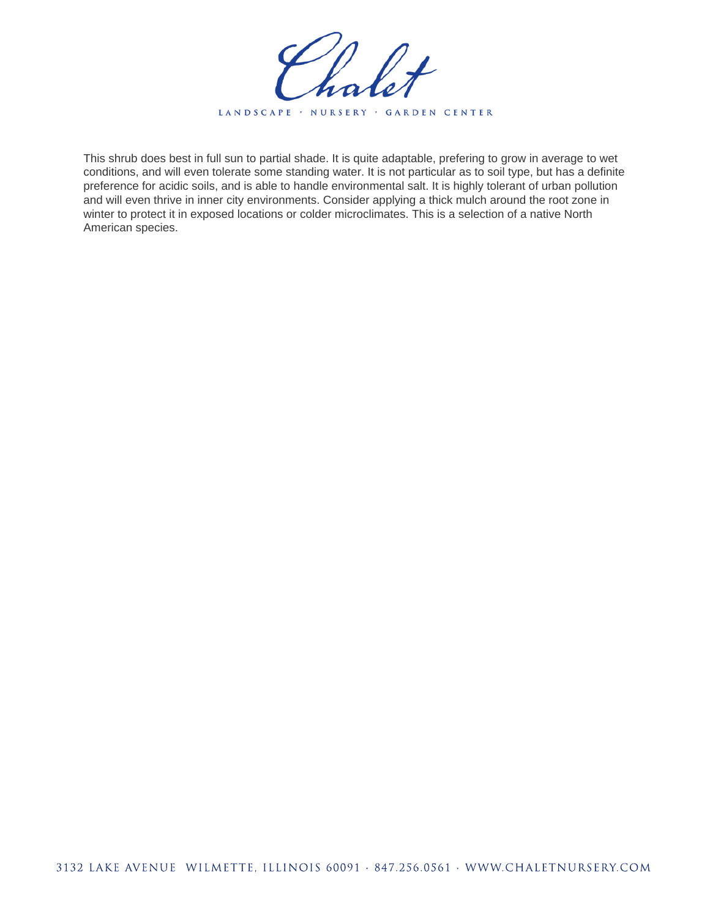This shrub does best in full sun to partial shade. It is quite adaptable, prefering to grow in average to wet conditions, and will even tolerate some standing water. It is not particular as to soil type, but has a definite preference for acidic soils, and is able to handle environmental salt. It is highly tolerant of urban pollution and will even thrive in inner city environments. Consider applying a thick mulch around the root zone in winter to protect it in exposed locations or colder microclimates. This is a selection of a native North American species.